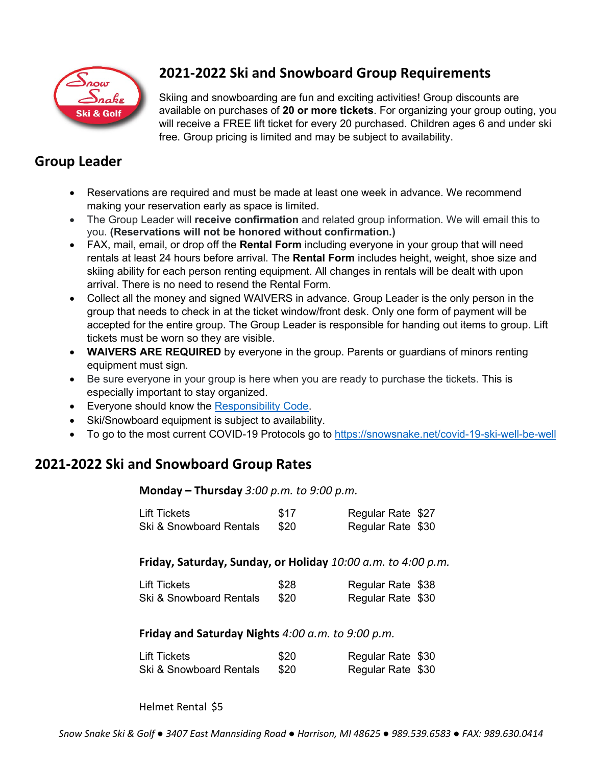# 2021-2022 Ski and Snowboard Group Requirements

Skiing and snowboarding are fun and exciting activities! Group discounts are available on purchases of **20 or more tickets**. For organizing your group outing, you will receive a FREE lift ticket for every 20 purchased. Children ages 6 and under ski free. Group pricing is limited and may be subject to availability.

## Group Leader

- Reservations are required and must be made at least one week in advance. We recommend making your reservation early as space is limited.
- The Group Leader will **receive confirmation** and related group information. We will email this to you. **(Reservations will not be honored without confirmation.)**
- FAX, mail, email, or drop off the **Rental Form** including everyone in your group that will need rentals at least 24 hours before arrival. The **Rental Form** includes height, weight, shoe size and skiing ability for each person renting equipment. All changes in rentals will be dealt with upon arrival. There is no need to resend the Rental Form.
- Collect all the money and signed WAIVERS in advance. Group Leader is the only person in the group that needs to check in at the ticket window/front desk. Only one form of payment will be accepted for the entire group. The Group Leader is responsible for handing out items to group. Lift tickets must be worn so they are visible.
- **WAIVERS ARE REQUIRED** by everyone in the group. Parents or guardians of minors renting equipment must sign.
- Be sure everyone in your group is here when you are ready to purchase the tickets. This is especially important to stay organized.
- Everyone should know the Responsibility Code.
- Ski/Snowboard equipment is subject to availability.
- To go to the most current COVID-19 Protocols go to https://snowsnake.net/covid-19-ski-well-be-well

## 2021-2022 Ski and Snowboard Group Rates

**Monday – Thursday** *3:00 p.m. to 9:00 p.m.*

| | | | |
|---|---|---|---|
| Lift Tickets | $17 | Regular Rate | $27 |
| Ski & Snowboard Rentals | $20 | Regular Rate | $30 |

**Friday, Saturday, Sunday, or Holiday** *10:00 a.m. to 4:00 p.m.*

| | | | |
|---|---|---|---|
| Lift Tickets | $28 | Regular Rate | $38 |
| Ski & Snowboard Rentals | $20 | Regular Rate | $30 |

**Friday and Saturday Nights** *4:00 a.m. to 9:00 p.m.*

| | | | |
|---|---|---|---|
| Lift Tickets | $20 | Regular Rate | $30 |
| Ski & Snowboard Rentals | $20 | Regular Rate | $30 |

Helmet Rental $5

*Snow Snake Ski & Golf ● 3407 East Mannsiding Road ● Harrison, MI 48625 ● 989.539.6583 ● FAX: 989.630.0414*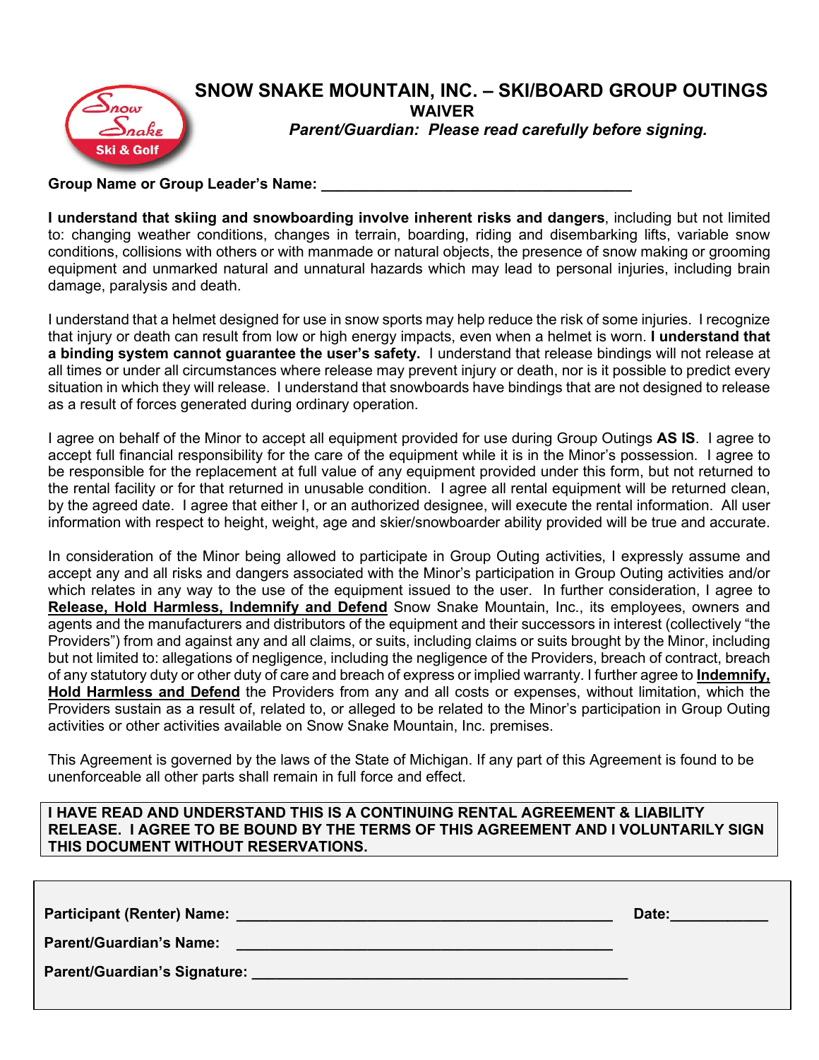# SNOW SNAKE MOUNTAIN, INC. – SKI/BOARD GROUP OUTINGS

## WAIVER

***Parent/Guardian: Please read carefully before signing.***

**Group Name or Group Leader's Name:** ______________________________________

**I understand that skiing and snowboarding involve inherent risks and dangers**, including but not limited to: changing weather conditions, changes in terrain, boarding, riding and disembarking lifts, variable snow conditions, collisions with others or with manmade or natural objects, the presence of snow making or grooming equipment and unmarked natural and unnatural hazards which may lead to personal injuries, including brain damage, paralysis and death.

I understand that a helmet designed for use in snow sports may help reduce the risk of some injuries. I recognize that injury or death can result from low or high energy impacts, even when a helmet is worn. **I understand that a binding system cannot guarantee the user's safety.** I understand that release bindings will not release at all times or under all circumstances where release may prevent injury or death, nor is it possible to predict every situation in which they will release. I understand that snowboards have bindings that are not designed to release as a result of forces generated during ordinary operation.

I agree on behalf of the Minor to accept all equipment provided for use during Group Outings **AS IS**. I agree to accept full financial responsibility for the care of the equipment while it is in the Minor's possession. I agree to be responsible for the replacement at full value of any equipment provided under this form, but not returned to the rental facility or for that returned in unusable condition. I agree all rental equipment will be returned clean, by the agreed date. I agree that either I, or an authorized designee, will execute the rental information. All user information with respect to height, weight, age and skier/snowboarder ability provided will be true and accurate.

In consideration of the Minor being allowed to participate in Group Outing activities, I expressly assume and accept any and all risks and dangers associated with the Minor's participation in Group Outing activities and/or which relates in any way to the use of the equipment issued to the user. In further consideration, I agree to **Release, Hold Harmless, Indemnify and Defend** Snow Snake Mountain, Inc., its employees, owners and agents and the manufacturers and distributors of the equipment and their successors in interest (collectively "the Providers") from and against any and all claims, or suits, including claims or suits brought by the Minor, including but not limited to: allegations of negligence, including the negligence of the Providers, breach of contract, breach of any statutory duty or other duty of care and breach of express or implied warranty. I further agree to **Indemnify, Hold Harmless and Defend** the Providers from any and all costs or expenses, without limitation, which the Providers sustain as a result of, related to, or alleged to be related to the Minor's participation in Group Outing activities or other activities available on Snow Snake Mountain, Inc. premises.

This Agreement is governed by the laws of the State of Michigan. If any part of this Agreement is found to be unenforceable all other parts shall remain in full force and effect.

**I HAVE READ AND UNDERSTAND THIS IS A CONTINUING RENTAL AGREEMENT & LIABILITY RELEASE. I AGREE TO BE BOUND BY THE TERMS OF THIS AGREEMENT AND I VOLUNTARILY SIGN THIS DOCUMENT WITHOUT RESERVATIONS.**

**Participant (Renter) Name:** ______________________________________ **Date:** ____________

**Parent/Guardian's Name:** ______________________________________

**Parent/Guardian's Signature:** ______________________________________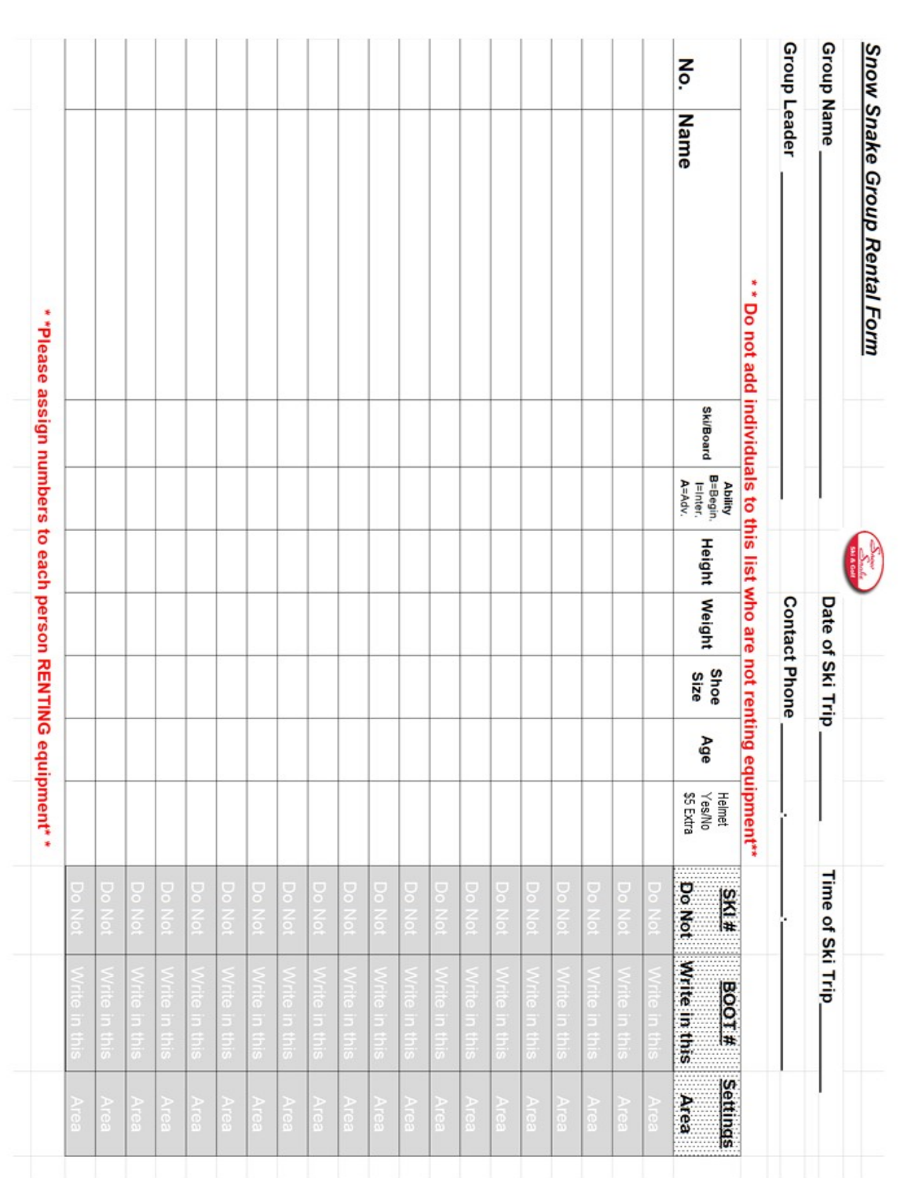# *Snow Snake Group Rental Form*

Group Name ____________________ Date of Ski Trip __________ Time of Ski Trip __________

Group Leader ____________________ Contact Phone _____-_____-_____

**\* \* Do not add individuals to this list who are not renting equipment\*\***

| No. | Name | Ski/Board | Ability B=Begin. I=Inter. A=Adv. | Height | Weight | Shoe Size | Age | Helmet Yes/No $5 Extra | SKI # | BOOT # | Settings |
|---|---|---|---|---|---|---|---|---|---|---|---|
| | | | | | | | | | Do Not | Write in this | Area |
| | | | | | | | | | Do Not | Write in this | Area |
| | | | | | | | | | Do Not | Write in this | Area |
| | | | | | | | | | Do Not | Write in this | Area |
| | | | | | | | | | Do Not | Write in this | Area |
| | | | | | | | | | Do Not | Write in this | Area |
| | | | | | | | | | Do Not | Write in this | Area |
| | | | | | | | | | Do Not | Write in this | Area |
| | | | | | | | | | Do Not | Write in this | Area |
| | | | | | | | | | Do Not | Write in this | Area |
| | | | | | | | | | Do Not | Write in this | Area |
| | | | | | | | | | Do Not | Write in this | Area |
| | | | | | | | | | Do Not | Write in this | Area |
| | | | | | | | | | Do Not | Write in this | Area |
| | | | | | | | | | Do Not | Write in this | Area |
| | | | | | | | | | Do Not | Write in this | Area |
| | | | | | | | | | Do Not | Write in this | Area |
| | | | | | | | | | Do Not | Write in this | Area |
| | | | | | | | | | Do Not | Write in this | Area |

**\* \*Please assign numbers to each person RENTING equipment\* \***